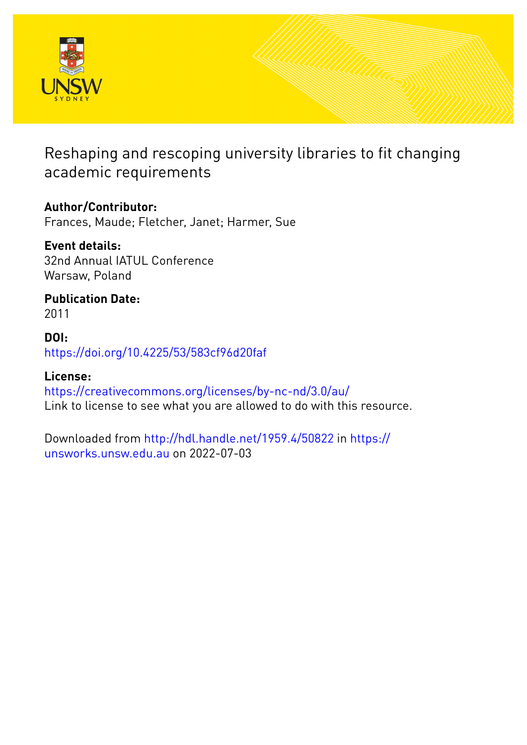# Reshaping and rescoping university libraries to fit changing academic requirements

**Author/Contributor:**
Frances, Maude; Fletcher, Janet; Harmer, Sue

**Event details:**
32nd Annual IATUL Conference
Warsaw, Poland

**Publication Date:**
2011

**DOI:**
https://doi.org/10.4225/53/583cf96d20faf

**License:**
https://creativecommons.org/licenses/by-nc-nd/3.0/au/
Link to license to see what you are allowed to do with this resource.

Downloaded from http://hdl.handle.net/1959.4/50822 in https://unsworks.unsw.edu.au on 2022-07-03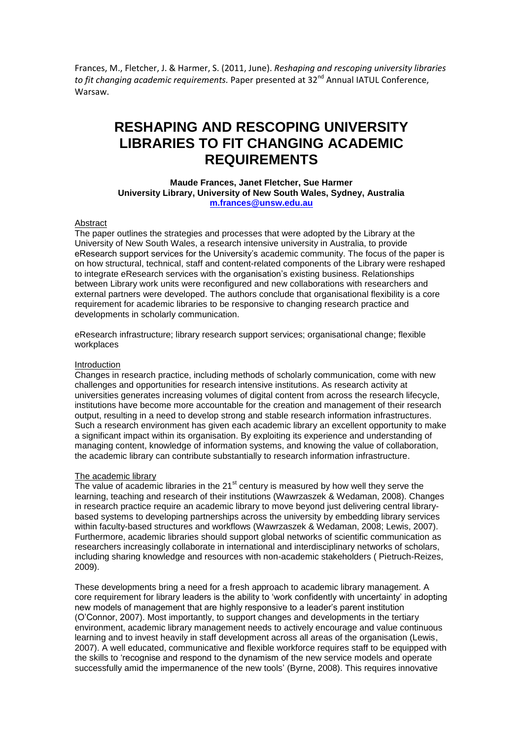Frances, M., Fletcher, J. & Harmer, S. (2011, June). *Reshaping and rescoping university libraries to fit changing academic requirements.* Paper presented at 32nd Annual IATUL Conference, Warsaw.

# RESHAPING AND RESCOPING UNIVERSITY LIBRARIES TO FIT CHANGING ACADEMIC REQUIREMENTS

**Maude Frances, Janet Fletcher, Sue Harmer**
**University Library, University of New South Wales, Sydney, Australia**
**m.frances@unsw.edu.au**

## Abstract

The paper outlines the strategies and processes that were adopted by the Library at the University of New South Wales, a research intensive university in Australia, to provide eResearch support services for the University's academic community. The focus of the paper is on how structural, technical, staff and content-related components of the Library were reshaped to integrate eResearch services with the organisation's existing business. Relationships between Library work units were reconfigured and new collaborations with researchers and external partners were developed. The authors conclude that organisational flexibility is a core requirement for academic libraries to be responsive to changing research practice and developments in scholarly communication.

eResearch infrastructure; library research support services; organisational change; flexible workplaces

## Introduction

Changes in research practice, including methods of scholarly communication, come with new challenges and opportunities for research intensive institutions. As research activity at universities generates increasing volumes of digital content from across the research lifecycle, institutions have become more accountable for the creation and management of their research output, resulting in a need to develop strong and stable research information infrastructures. Such a research environment has given each academic library an excellent opportunity to make a significant impact within its organisation. By exploiting its experience and understanding of managing content, knowledge of information systems, and knowing the value of collaboration, the academic library can contribute substantially to research information infrastructure.

## The academic library

The value of academic libraries in the 21st century is measured by how well they serve the learning, teaching and research of their institutions (Wawrzaszek & Wedaman, 2008). Changes in research practice require an academic library to move beyond just delivering central library-based systems to developing partnerships across the university by embedding library services within faculty-based structures and workflows (Wawrzaszek & Wedaman, 2008; Lewis, 2007). Furthermore, academic libraries should support global networks of scientific communication as researchers increasingly collaborate in international and interdisciplinary networks of scholars, including sharing knowledge and resources with non-academic stakeholders ( Pietruch-Reizes, 2009).

These developments bring a need for a fresh approach to academic library management. A core requirement for library leaders is the ability to 'work confidently with uncertainty' in adopting new models of management that are highly responsive to a leader's parent institution (O'Connor, 2007). Most importantly, to support changes and developments in the tertiary environment, academic library management needs to actively encourage and value continuous learning and to invest heavily in staff development across all areas of the organisation (Lewis, 2007). A well educated, communicative and flexible workforce requires staff to be equipped with the skills to 'recognise and respond to the dynamism of the new service models and operate successfully amid the impermanence of the new tools' (Byrne, 2008). This requires innovative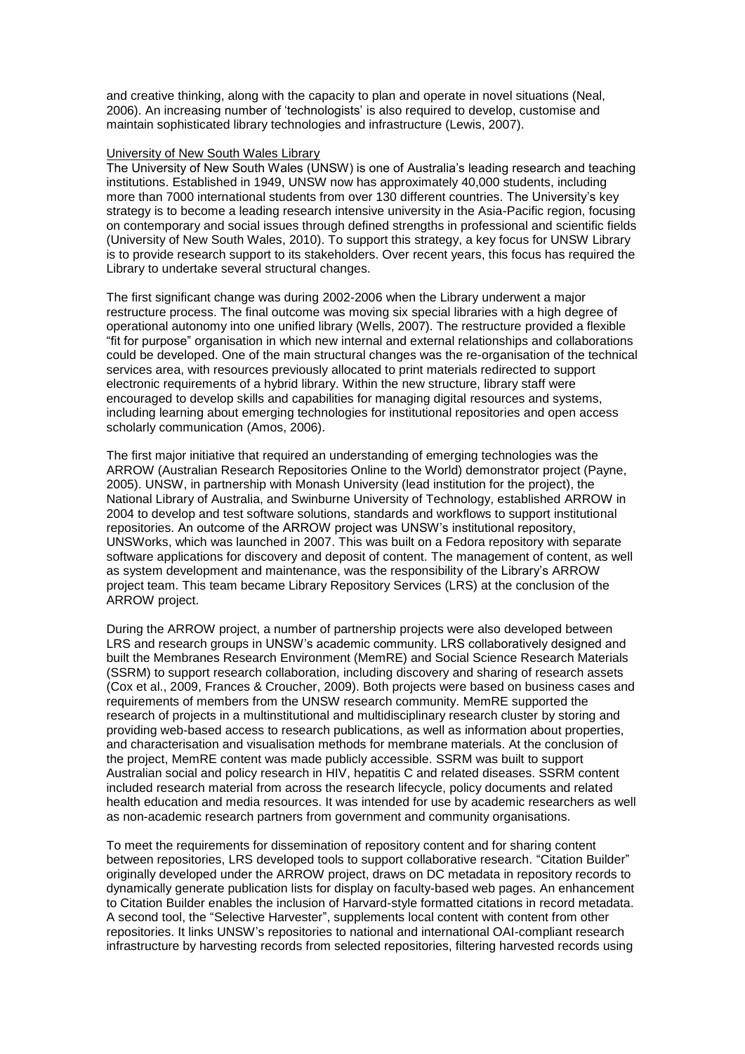and creative thinking, along with the capacity to plan and operate in novel situations (Neal, 2006). An increasing number of 'technologists' is also required to develop, customise and maintain sophisticated library technologies and infrastructure (Lewis, 2007).

University of New South Wales Library

The University of New South Wales (UNSW) is one of Australia's leading research and teaching institutions. Established in 1949, UNSW now has approximately 40,000 students, including more than 7000 international students from over 130 different countries. The University's key strategy is to become a leading research intensive university in the Asia-Pacific region, focusing on contemporary and social issues through defined strengths in professional and scientific fields (University of New South Wales, 2010). To support this strategy, a key focus for UNSW Library is to provide research support to its stakeholders. Over recent years, this focus has required the Library to undertake several structural changes.

The first significant change was during 2002-2006 when the Library underwent a major restructure process. The final outcome was moving six special libraries with a high degree of operational autonomy into one unified library (Wells, 2007). The restructure provided a flexible "fit for purpose" organisation in which new internal and external relationships and collaborations could be developed. One of the main structural changes was the re-organisation of the technical services area, with resources previously allocated to print materials redirected to support electronic requirements of a hybrid library. Within the new structure, library staff were encouraged to develop skills and capabilities for managing digital resources and systems, including learning about emerging technologies for institutional repositories and open access scholarly communication (Amos, 2006).

The first major initiative that required an understanding of emerging technologies was the ARROW (Australian Research Repositories Online to the World) demonstrator project (Payne, 2005). UNSW, in partnership with Monash University (lead institution for the project), the National Library of Australia, and Swinburne University of Technology, established ARROW in 2004 to develop and test software solutions, standards and workflows to support institutional repositories. An outcome of the ARROW project was UNSW's institutional repository, UNSWorks, which was launched in 2007. This was built on a Fedora repository with separate software applications for discovery and deposit of content. The management of content, as well as system development and maintenance, was the responsibility of the Library's ARROW project team. This team became Library Repository Services (LRS) at the conclusion of the ARROW project.

During the ARROW project, a number of partnership projects were also developed between LRS and research groups in UNSW's academic community. LRS collaboratively designed and built the Membranes Research Environment (MemRE) and Social Science Research Materials (SSRM) to support research collaboration, including discovery and sharing of research assets (Cox et al., 2009, Frances & Croucher, 2009). Both projects were based on business cases and requirements of members from the UNSW research community. MemRE supported the research of projects in a multinstitutional and multidisciplinary research cluster by storing and providing web-based access to research publications, as well as information about properties, and characterisation and visualisation methods for membrane materials. At the conclusion of the project, MemRE content was made publicly accessible. SSRM was built to support Australian social and policy research in HIV, hepatitis C and related diseases. SSRM content included research material from across the research lifecycle, policy documents and related health education and media resources. It was intended for use by academic researchers as well as non-academic research partners from government and community organisations.

To meet the requirements for dissemination of repository content and for sharing content between repositories, LRS developed tools to support collaborative research. "Citation Builder" originally developed under the ARROW project, draws on DC metadata in repository records to dynamically generate publication lists for display on faculty-based web pages. An enhancement to Citation Builder enables the inclusion of Harvard-style formatted citations in record metadata. A second tool, the "Selective Harvester", supplements local content with content from other repositories. It links UNSW's repositories to national and international OAI-compliant research infrastructure by harvesting records from selected repositories, filtering harvested records using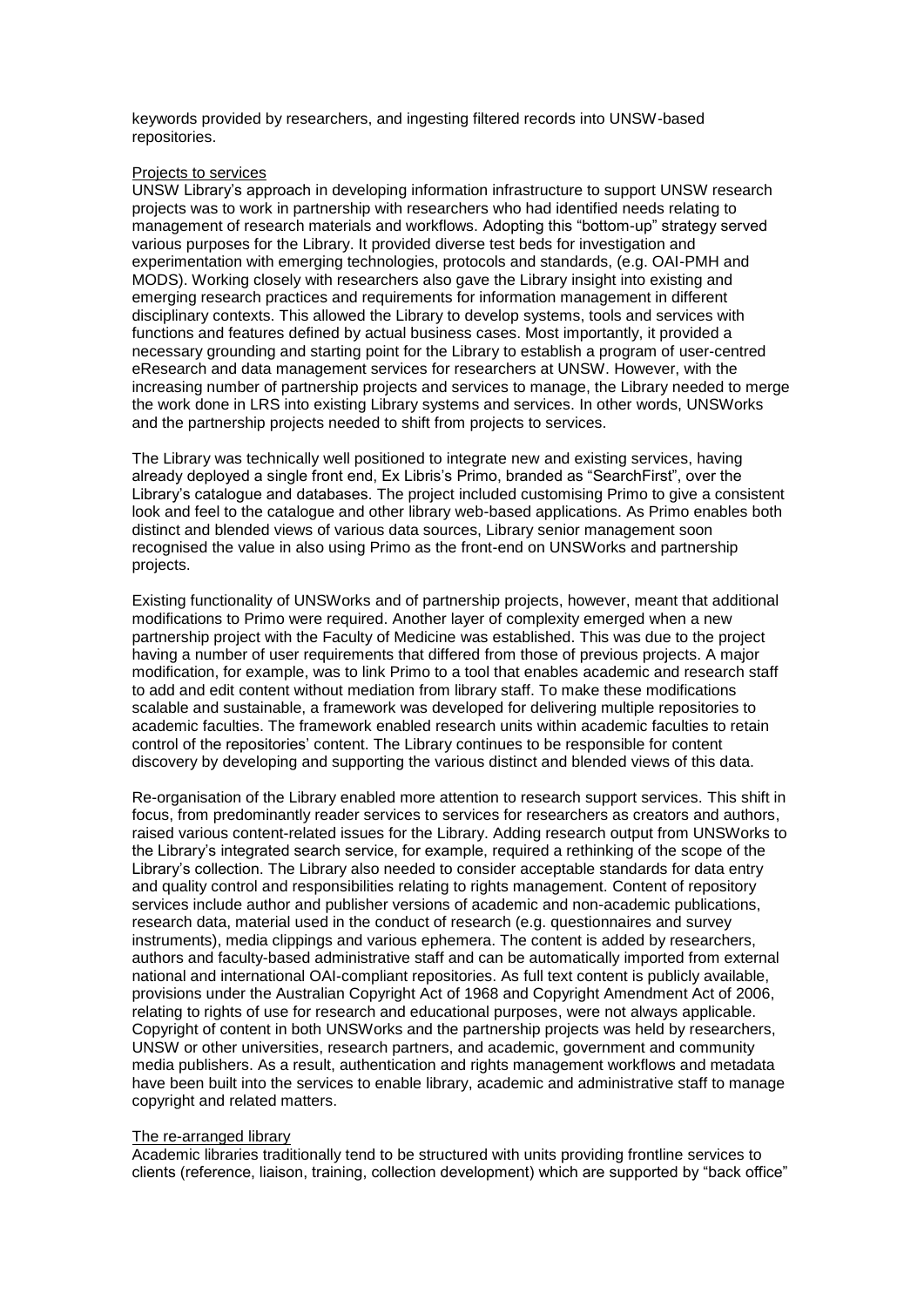keywords provided by researchers, and ingesting filtered records into UNSW-based repositories.

### Projects to services

UNSW Library's approach in developing information infrastructure to support UNSW research projects was to work in partnership with researchers who had identified needs relating to management of research materials and workflows. Adopting this "bottom-up" strategy served various purposes for the Library. It provided diverse test beds for investigation and experimentation with emerging technologies, protocols and standards, (e.g. OAI-PMH and MODS). Working closely with researchers also gave the Library insight into existing and emerging research practices and requirements for information management in different disciplinary contexts. This allowed the Library to develop systems, tools and services with functions and features defined by actual business cases. Most importantly, it provided a necessary grounding and starting point for the Library to establish a program of user-centred eResearch and data management services for researchers at UNSW. However, with the increasing number of partnership projects and services to manage, the Library needed to merge the work done in LRS into existing Library systems and services. In other words, UNSWorks and the partnership projects needed to shift from projects to services.

The Library was technically well positioned to integrate new and existing services, having already deployed a single front end, Ex Libris's Primo, branded as "SearchFirst", over the Library's catalogue and databases. The project included customising Primo to give a consistent look and feel to the catalogue and other library web-based applications. As Primo enables both distinct and blended views of various data sources, Library senior management soon recognised the value in also using Primo as the front-end on UNSWorks and partnership projects.

Existing functionality of UNSWorks and of partnership projects, however, meant that additional modifications to Primo were required. Another layer of complexity emerged when a new partnership project with the Faculty of Medicine was established. This was due to the project having a number of user requirements that differed from those of previous projects. A major modification, for example, was to link Primo to a tool that enables academic and research staff to add and edit content without mediation from library staff. To make these modifications scalable and sustainable, a framework was developed for delivering multiple repositories to academic faculties. The framework enabled research units within academic faculties to retain control of the repositories' content. The Library continues to be responsible for content discovery by developing and supporting the various distinct and blended views of this data.

Re-organisation of the Library enabled more attention to research support services. This shift in focus, from predominantly reader services to services for researchers as creators and authors, raised various content-related issues for the Library. Adding research output from UNSWorks to the Library's integrated search service, for example, required a rethinking of the scope of the Library's collection. The Library also needed to consider acceptable standards for data entry and quality control and responsibilities relating to rights management. Content of repository services include author and publisher versions of academic and non-academic publications, research data, material used in the conduct of research (e.g. questionnaires and survey instruments), media clippings and various ephemera. The content is added by researchers, authors and faculty-based administrative staff and can be automatically imported from external national and international OAI-compliant repositories. As full text content is publicly available, provisions under the Australian Copyright Act of 1968 and Copyright Amendment Act of 2006, relating to rights of use for research and educational purposes, were not always applicable. Copyright of content in both UNSWorks and the partnership projects was held by researchers, UNSW or other universities, research partners, and academic, government and community media publishers. As a result, authentication and rights management workflows and metadata have been built into the services to enable library, academic and administrative staff to manage copyright and related matters.

### The re-arranged library

Academic libraries traditionally tend to be structured with units providing frontline services to clients (reference, liaison, training, collection development) which are supported by "back office"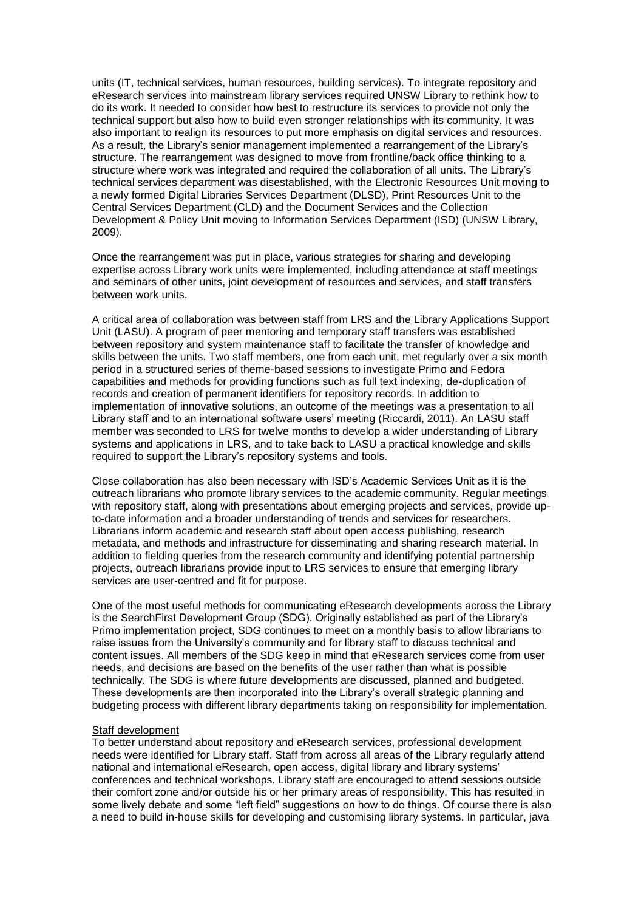units (IT, technical services, human resources, building services). To integrate repository and eResearch services into mainstream library services required UNSW Library to rethink how to do its work. It needed to consider how best to restructure its services to provide not only the technical support but also how to build even stronger relationships with its community. It was also important to realign its resources to put more emphasis on digital services and resources. As a result, the Library's senior management implemented a rearrangement of the Library's structure. The rearrangement was designed to move from frontline/back office thinking to a structure where work was integrated and required the collaboration of all units. The Library's technical services department was disestablished, with the Electronic Resources Unit moving to a newly formed Digital Libraries Services Department (DLSD), Print Resources Unit to the Central Services Department (CLD) and the Document Services and the Collection Development & Policy Unit moving to Information Services Department (ISD) (UNSW Library, 2009).

Once the rearrangement was put in place, various strategies for sharing and developing expertise across Library work units were implemented, including attendance at staff meetings and seminars of other units, joint development of resources and services, and staff transfers between work units.

A critical area of collaboration was between staff from LRS and the Library Applications Support Unit (LASU). A program of peer mentoring and temporary staff transfers was established between repository and system maintenance staff to facilitate the transfer of knowledge and skills between the units. Two staff members, one from each unit, met regularly over a six month period in a structured series of theme-based sessions to investigate Primo and Fedora capabilities and methods for providing functions such as full text indexing, de-duplication of records and creation of permanent identifiers for repository records. In addition to implementation of innovative solutions, an outcome of the meetings was a presentation to all Library staff and to an international software users' meeting (Riccardi, 2011). An LASU staff member was seconded to LRS for twelve months to develop a wider understanding of Library systems and applications in LRS, and to take back to LASU a practical knowledge and skills required to support the Library's repository systems and tools.

Close collaboration has also been necessary with ISD's Academic Services Unit as it is the outreach librarians who promote library services to the academic community. Regular meetings with repository staff, along with presentations about emerging projects and services, provide up-to-date information and a broader understanding of trends and services for researchers. Librarians inform academic and research staff about open access publishing, research metadata, and methods and infrastructure for disseminating and sharing research material. In addition to fielding queries from the research community and identifying potential partnership projects, outreach librarians provide input to LRS services to ensure that emerging library services are user-centred and fit for purpose.

One of the most useful methods for communicating eResearch developments across the Library is the SearchFirst Development Group (SDG). Originally established as part of the Library's Primo implementation project, SDG continues to meet on a monthly basis to allow librarians to raise issues from the University's community and for library staff to discuss technical and content issues. All members of the SDG keep in mind that eResearch services come from user needs, and decisions are based on the benefits of the user rather than what is possible technically. The SDG is where future developments are discussed, planned and budgeted. These developments are then incorporated into the Library's overall strategic planning and budgeting process with different library departments taking on responsibility for implementation.

Staff development

To better understand about repository and eResearch services, professional development needs were identified for Library staff. Staff from across all areas of the Library regularly attend national and international eResearch, open access, digital library and library systems' conferences and technical workshops. Library staff are encouraged to attend sessions outside their comfort zone and/or outside his or her primary areas of responsibility. This has resulted in some lively debate and some "left field" suggestions on how to do things. Of course there is also a need to build in-house skills for developing and customising library systems. In particular, java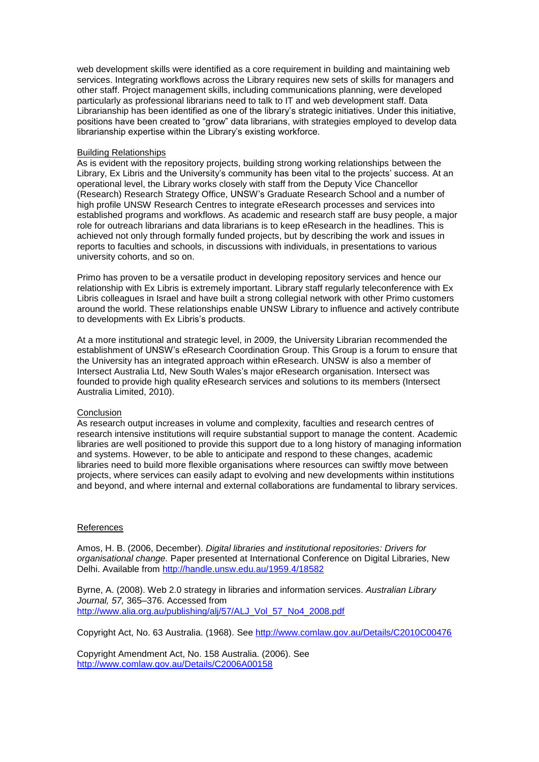web development skills were identified as a core requirement in building and maintaining web services. Integrating workflows across the Library requires new sets of skills for managers and other staff. Project management skills, including communications planning, were developed particularly as professional librarians need to talk to IT and web development staff. Data Librarianship has been identified as one of the library's strategic initiatives. Under this initiative, positions have been created to "grow" data librarians, with strategies employed to develop data librarianship expertise within the Library's existing workforce.

## Building Relationships

As is evident with the repository projects, building strong working relationships between the Library, Ex Libris and the University's community has been vital to the projects' success. At an operational level, the Library works closely with staff from the Deputy Vice Chancellor (Research) Research Strategy Office, UNSW's Graduate Research School and a number of high profile UNSW Research Centres to integrate eResearch processes and services into established programs and workflows. As academic and research staff are busy people, a major role for outreach librarians and data librarians is to keep eResearch in the headlines. This is achieved not only through formally funded projects, but by describing the work and issues in reports to faculties and schools, in discussions with individuals, in presentations to various university cohorts, and so on.

Primo has proven to be a versatile product in developing repository services and hence our relationship with Ex Libris is extremely important. Library staff regularly teleconference with Ex Libris colleagues in Israel and have built a strong collegial network with other Primo customers around the world. These relationships enable UNSW Library to influence and actively contribute to developments with Ex Libris's products.

At a more institutional and strategic level, in 2009, the University Librarian recommended the establishment of UNSW's eResearch Coordination Group. This Group is a forum to ensure that the University has an integrated approach within eResearch. UNSW is also a member of Intersect Australia Ltd, New South Wales's major eResearch organisation. Intersect was founded to provide high quality eResearch services and solutions to its members (Intersect Australia Limited, 2010).

## Conclusion

As research output increases in volume and complexity, faculties and research centres of research intensive institutions will require substantial support to manage the content. Academic libraries are well positioned to provide this support due to a long history of managing information and systems. However, to be able to anticipate and respond to these changes, academic libraries need to build more flexible organisations where resources can swiftly move between projects, where services can easily adapt to evolving and new developments within institutions and beyond, and where internal and external collaborations are fundamental to library services.

## References

Amos, H. B. (2006, December). *Digital libraries and institutional repositories: Drivers for organisational change.* Paper presented at International Conference on Digital Libraries, New Delhi. Available from http://handle.unsw.edu.au/1959.4/18582

Byrne, A. (2008). Web 2.0 strategy in libraries and information services. *Australian Library Journal, 57,* 365–376. Accessed from http://www.alia.org.au/publishing/alj/57/ALJ_Vol_57_No4_2008.pdf

Copyright Act, No. 63 Australia. (1968). See http://www.comlaw.gov.au/Details/C2010C00476

Copyright Amendment Act, No. 158 Australia. (2006). See http://www.comlaw.gov.au/Details/C2006A00158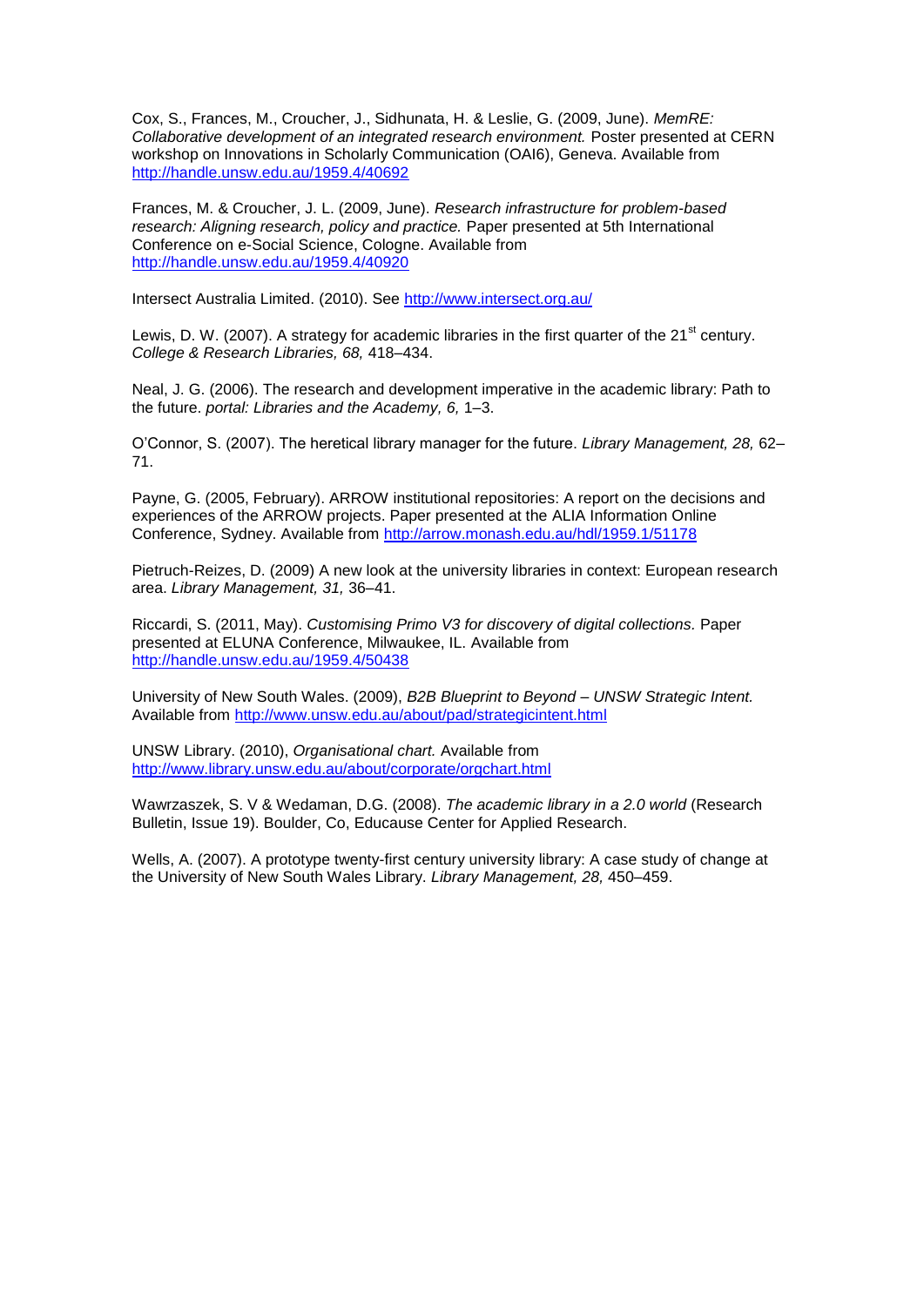Cox, S., Frances, M., Croucher, J., Sidhunata, H. & Leslie, G. (2009, June). *MemRE: Collaborative development of an integrated research environment.* Poster presented at CERN workshop on Innovations in Scholarly Communication (OAI6), Geneva. Available from http://handle.unsw.edu.au/1959.4/40692

Frances, M. & Croucher, J. L. (2009, June). *Research infrastructure for problem-based research: Aligning research, policy and practice.* Paper presented at 5th International Conference on e-Social Science, Cologne. Available from http://handle.unsw.edu.au/1959.4/40920

Intersect Australia Limited. (2010). See http://www.intersect.org.au/

Lewis, D. W. (2007). A strategy for academic libraries in the first quarter of the 21st century. *College & Research Libraries, 68,* 418–434.

Neal, J. G. (2006). The research and development imperative in the academic library: Path to the future. *portal: Libraries and the Academy, 6,* 1–3.

O'Connor, S. (2007). The heretical library manager for the future. *Library Management, 28,* 62–71.

Payne, G. (2005, February). ARROW institutional repositories: A report on the decisions and experiences of the ARROW projects. Paper presented at the ALIA Information Online Conference, Sydney. Available from http://arrow.monash.edu.au/hdl/1959.1/51178

Pietruch-Reizes, D. (2009) A new look at the university libraries in context: European research area. *Library Management, 31,* 36–41.

Riccardi, S. (2011, May). *Customising Primo V3 for discovery of digital collections.* Paper presented at ELUNA Conference, Milwaukee, IL. Available from http://handle.unsw.edu.au/1959.4/50438

University of New South Wales. (2009), *B2B Blueprint to Beyond – UNSW Strategic Intent.* Available from http://www.unsw.edu.au/about/pad/strategicintent.html

UNSW Library. (2010), *Organisational chart.* Available from http://www.library.unsw.edu.au/about/corporate/orgchart.html

Wawrzaszek, S. V & Wedaman, D.G. (2008). *The academic library in a 2.0 world* (Research Bulletin, Issue 19). Boulder, Co, Educause Center for Applied Research.

Wells, A. (2007). A prototype twenty-first century university library: A case study of change at the University of New South Wales Library. *Library Management, 28,* 450–459.